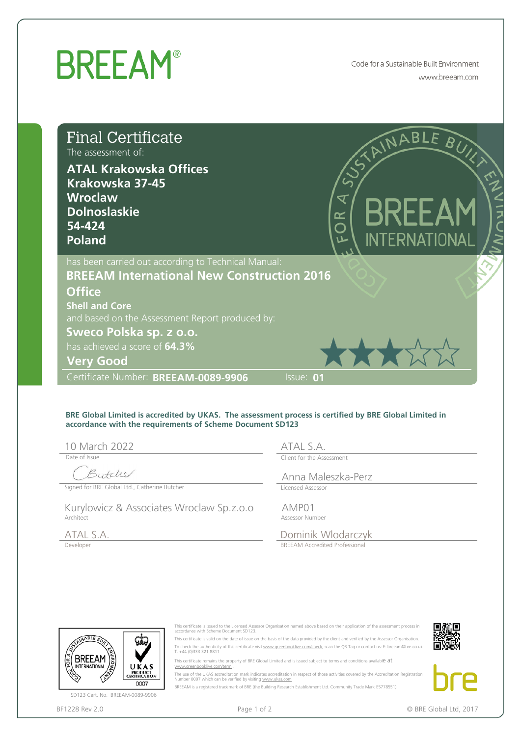# BREEAM®

Code for a Sustainable Built Environment
www.breeam.com

## Final Certificate

The assessment of:

**ATAL Krakowska Offices**
**Krakowska 37-45**
**Wroclaw**
**Dolnoslaskie**
**54-424**
**Poland**

has been carried out according to Technical Manual:

**BREEAM International New Construction 2016**
**Office**
**Shell and Core**

and based on the Assessment Report produced by:

**Sweco Polska sp. z o.o.**

has achieved a score of **64.3%**

**Very Good**

Certificate Number: **BREEAM-0089-9906** Issue: **01**

**BRE Global Limited is accredited by UKAS. The assessment process is certified by BRE Global Limited in accordance with the requirements of Scheme Document SD123**

| | |
|---|---|
| 10 March 2022 | ATAL S.A. |
| Date of Issue | Client for the Assessment |
| Butcher | Anna Maleszka-Perz |
| Signed for BRE Global Ltd., Catherine Butcher | Licensed Assessor |
| Kurylowicz & Associates Wroclaw Sp.z.o.o | AMP01 |
| Architect | Assessor Number |
| ATAL S.A. | Dominik Wlodarczyk |
| Developer | BREEAM Accredited Professional |

SD123 Cert. No. BREEAM-0089-9906

This certificate is issued to the Licensed Assessor Organisation named above based on their application of the assessment process in accordance with Scheme Document SD123.

This certificate is valid on the date of issue on the basis of the data provided by the client and verified by the Assessor Organisation.

To check the authenticity of this certificate visit www.greenbooklive.com/check, scan the QR Tag or contact us: E: breeam@bre.co.uk T. +44 (0)333 321 8811

This certificate remains the property of BRE Global Limited and is issued subject to terms and conditions available at www.greenbooklive.com/term .

The use of the UKAS accreditation mark indicates accreditation in respect of those activities covered by the Accreditation Registration Number 0007 which can be verified by visiting www.ukas.com

BREEAM is a registered trademark of BRE (the Building Research Establishment Ltd. Community Trade Mark E5778551)

BF1228 Rev 2.0

© BRE Global Ltd, 2017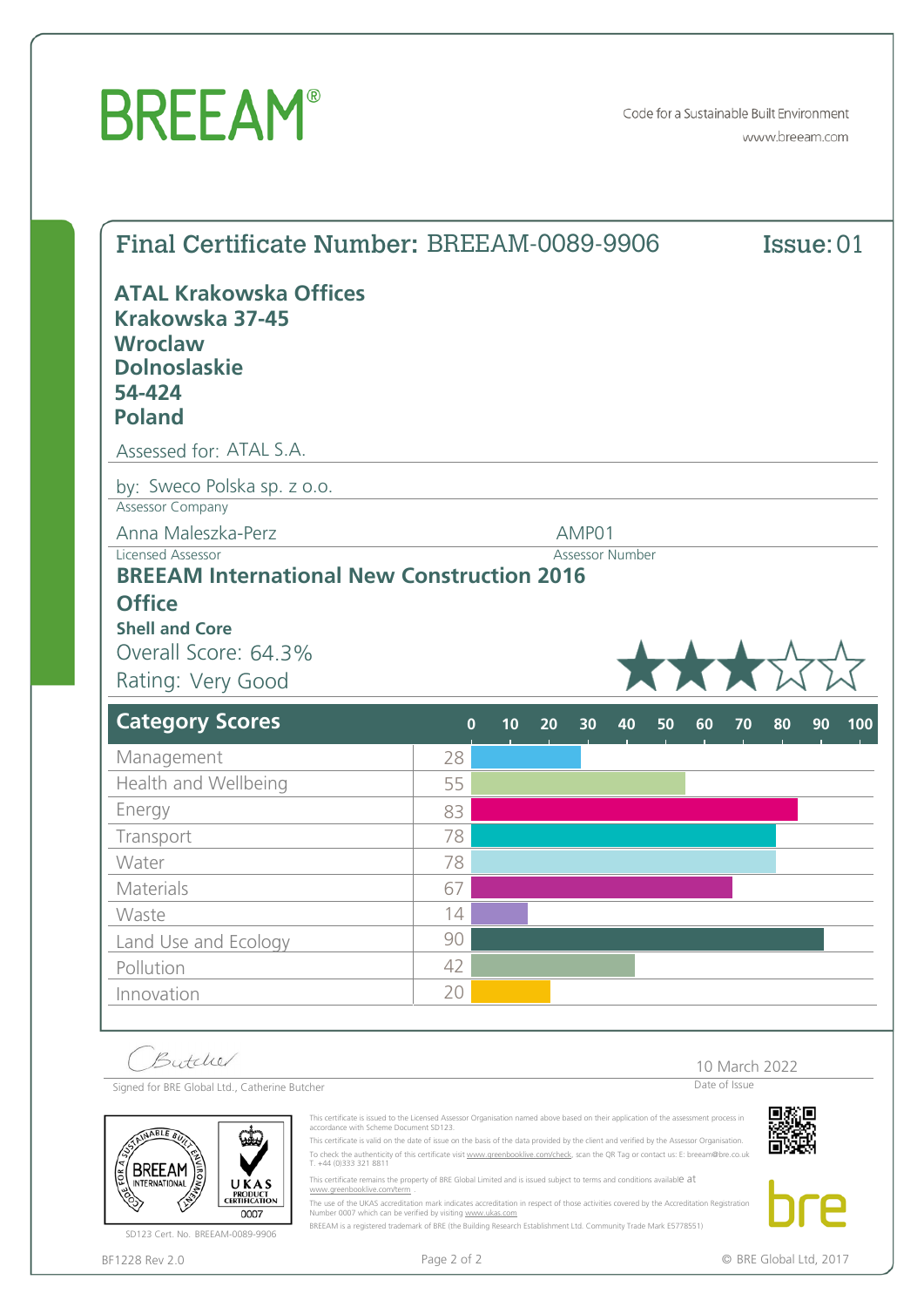BREEAM®

Code for a Sustainable Built Environment
www.breeam.com

# Final Certificate Number: BREEAM-0089-9906 Issue: 01

**ATAL Krakowska Offices**
**Krakowska 37-45**
**Wroclaw**
**Dolnoslaskie**
**54-424**
**Poland**

Assessed for: ATAL S.A.

by: Sweco Polska sp. z o.o.
Assessor Company

Anna Maleszka-Perz — Licensed Assessor
AMP01 — Assessor Number

**BREEAM International New Construction 2016**

**Office**

**Shell and Core**

Overall Score: 64.3%

Rating: Very Good

## Category Scores

| Category | Score |
|---|---|
| Management | 28 |
| Health and Wellbeing | 55 |
| Energy | 83 |
| Transport | 78 |
| Water | 78 |
| Materials | 67 |
| Waste | 14 |
| Land Use and Ecology | 90 |
| Pollution | 42 |
| Innovation | 20 |

Signed for BRE Global Ltd., Catherine Butcher

10 March 2022
Date of Issue

SD123 Cert. No. BREEAM-0089-9906

This certificate is issued to the Licensed Assessor Organisation named above based on their application of the assessment process in accordance with Scheme Document SD123.

This certificate is valid on the date of issue on the basis of the data provided by the client and verified by the Assessor Organisation.

To check the authenticity of this certificate visit www.greenbooklive.com/check, scan the QR Tag or contact us: E: breeam@bre.co.uk T. +44 (0)333 321 8811

This certificate remains the property of BRE Global Limited and is issued subject to terms and conditions available at www.greenbooklive.com/term .

The use of the UKAS accreditation mark indicates accreditation in respect of those activities covered by the Accreditation Registration Number 0007 which can be verified by visiting www.ukas.com

BREEAM is a registered trademark of BRE (the Building Research Establishment Ltd. Community Trade Mark E5778551)

BF1228 Rev 2.0

© BRE Global Ltd, 2017